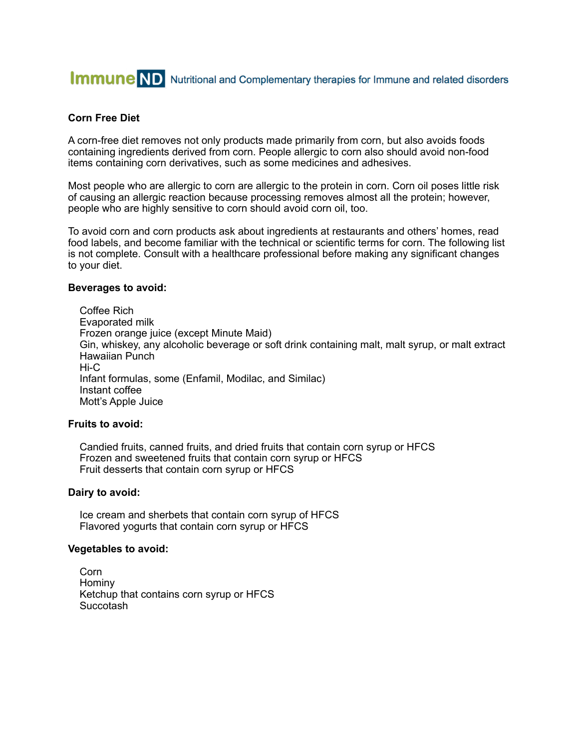ImmuneND Nutritional and Complementary therapies for Immune and related disorders

## Corn Free Diet

A corn-free diet removes not only products made primarily from corn, but also avoids foods containing ingredients derived from corn. People allergic to corn also should avoid non-food items containing corn derivatives, such as some medicines and adhesives.

Most people who are allergic to corn are allergic to the protein in corn. Corn oil poses little risk of causing an allergic reaction because processing removes almost all the protein; however, people who are highly sensitive to corn should avoid corn oil, too.

To avoid corn and corn products ask about ingredients at restaurants and others' homes, read food labels, and become familiar with the technical or scientific terms for corn. The following list is not complete. Consult with a healthcare professional before making any significant changes to your diet.

### Beverages to avoid:

- Coffee Rich
- Evaporated milk
- Frozen orange juice (except Minute Maid)
- Gin, whiskey, any alcoholic beverage or soft drink containing malt, malt syrup, or malt extract
- Hawaiian Punch
- Hi-C
- Infant formulas, some (Enfamil, Modilac, and Similac)
- Instant coffee
- Mott's Apple Juice

### Fruits to avoid:

- Candied fruits, canned fruits, and dried fruits that contain corn syrup or HFCS
- Frozen and sweetened fruits that contain corn syrup or HFCS
- Fruit desserts that contain corn syrup or HFCS

### Dairy to avoid:

- Ice cream and sherbets that contain corn syrup of HFCS
- Flavored yogurts that contain corn syrup or HFCS

### Vegetables to avoid:

- Corn
- Hominy
- Ketchup that contains corn syrup or HFCS
- Succotash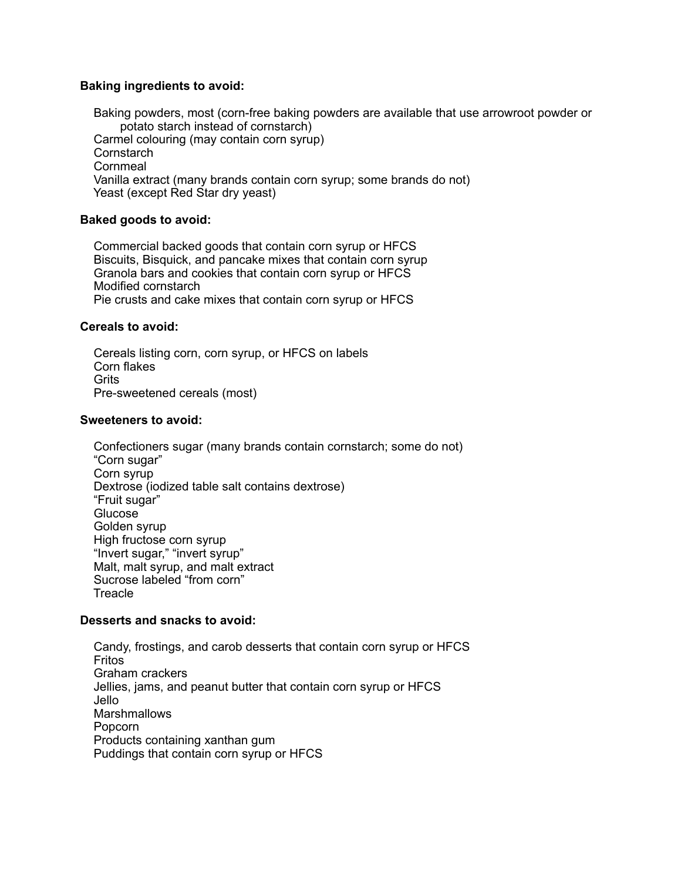**Baking ingredients to avoid:**

- Baking powders, most (corn-free baking powders are available that use arrowroot powder or potato starch instead of cornstarch)
- Carmel colouring (may contain corn syrup)
- Cornstarch
- Cornmeal
- Vanilla extract (many brands contain corn syrup; some brands do not)
- Yeast (except Red Star dry yeast)

**Baked goods to avoid:**

- Commercial backed goods that contain corn syrup or HFCS
- Biscuits, Bisquick, and pancake mixes that contain corn syrup
- Granola bars and cookies that contain corn syrup or HFCS
- Modified cornstarch
- Pie crusts and cake mixes that contain corn syrup or HFCS

**Cereals to avoid:**

- Cereals listing corn, corn syrup, or HFCS on labels
- Corn flakes
- Grits
- Pre-sweetened cereals (most)

**Sweeteners to avoid:**

- Confectioners sugar (many brands contain cornstarch; some do not)
- "Corn sugar"
- Corn syrup
- Dextrose (iodized table salt contains dextrose)
- "Fruit sugar"
- Glucose
- Golden syrup
- High fructose corn syrup
- "Invert sugar," "invert syrup"
- Malt, malt syrup, and malt extract
- Sucrose labeled "from corn"
- Treacle

**Desserts and snacks to avoid:**

- Candy, frostings, and carob desserts that contain corn syrup or HFCS
- Fritos
- Graham crackers
- Jellies, jams, and peanut butter that contain corn syrup or HFCS
- Jello
- Marshmallows
- Popcorn
- Products containing xanthan gum
- Puddings that contain corn syrup or HFCS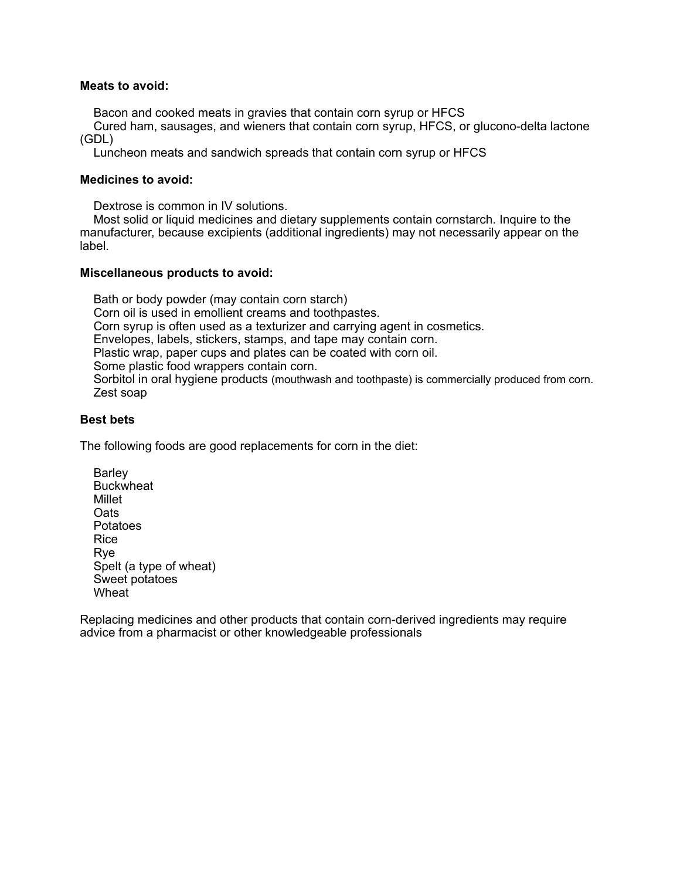**Meats to avoid:**

- Bacon and cooked meats in gravies that contain corn syrup or HFCS
- Cured ham, sausages, and wieners that contain corn syrup, HFCS, or glucono-delta lactone (GDL)
- Luncheon meats and sandwich spreads that contain corn syrup or HFCS

**Medicines to avoid:**

- Dextrose is common in IV solutions.
- Most solid or liquid medicines and dietary supplements contain cornstarch. Inquire to the manufacturer, because excipients (additional ingredients) may not necessarily appear on the label.

**Miscellaneous products to avoid:**

- Bath or body powder (may contain corn starch)
- Corn oil is used in emollient creams and toothpastes.
- Corn syrup is often used as a texturizer and carrying agent in cosmetics.
- Envelopes, labels, stickers, stamps, and tape may contain corn.
- Plastic wrap, paper cups and plates can be coated with corn oil.
- Some plastic food wrappers contain corn.
- Sorbitol in oral hygiene products (mouthwash and toothpaste) is commercially produced from corn.
- Zest soap

**Best bets**

The following foods are good replacements for corn in the diet:

- Barley
- Buckwheat
- Millet
- Oats
- Potatoes
- Rice
- Rye
- Spelt (a type of wheat)
- Sweet potatoes
- Wheat

Replacing medicines and other products that contain corn-derived ingredients may require advice from a pharmacist or other knowledgeable professionals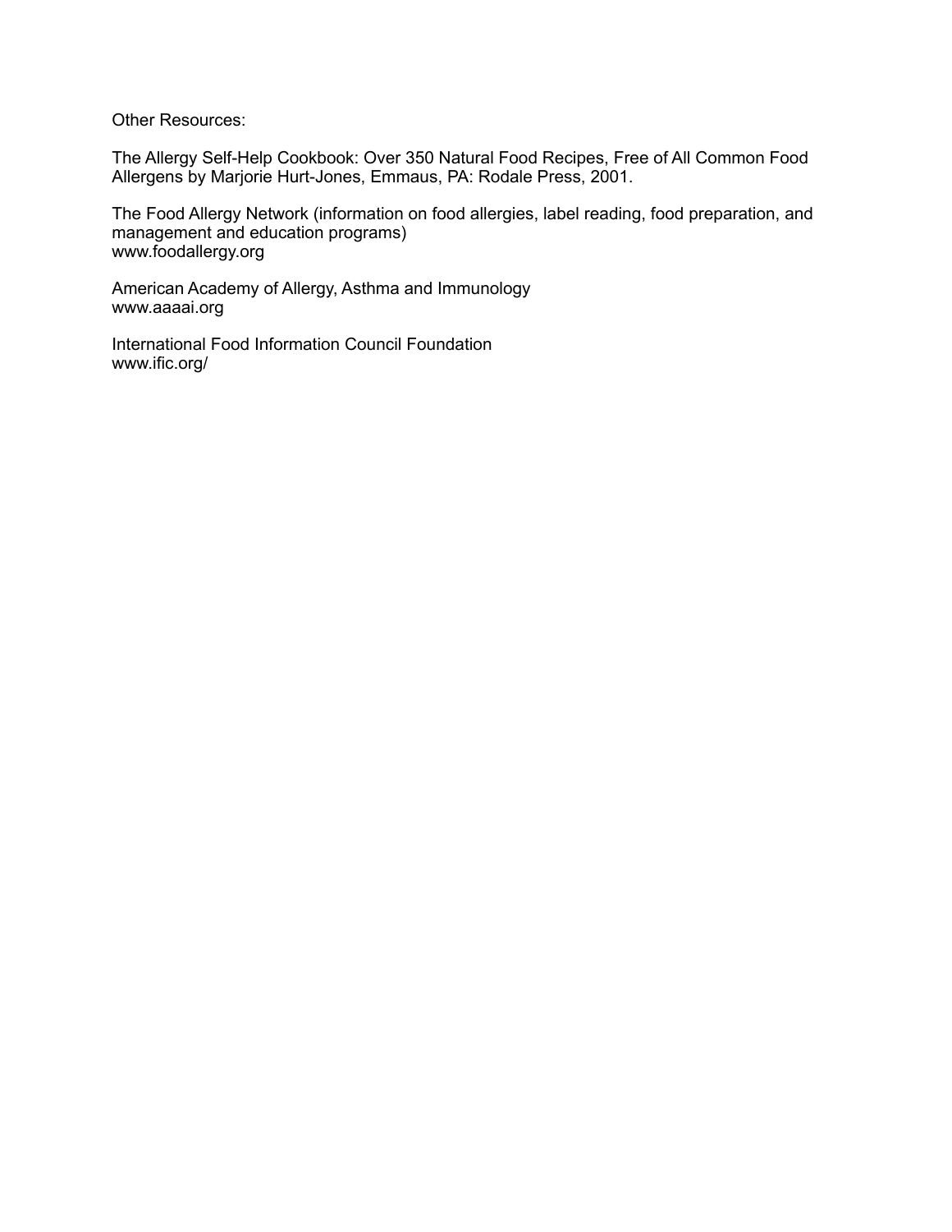Other Resources:

The Allergy Self-Help Cookbook: Over 350 Natural Food Recipes, Free of All Common Food Allergens by Marjorie Hurt-Jones, Emmaus, PA: Rodale Press, 2001.

The Food Allergy Network (information on food allergies, label reading, food preparation, and management and education programs)
www.foodallergy.org

American Academy of Allergy, Asthma and Immunology
www.aaaai.org

International Food Information Council Foundation
www.ific.org/